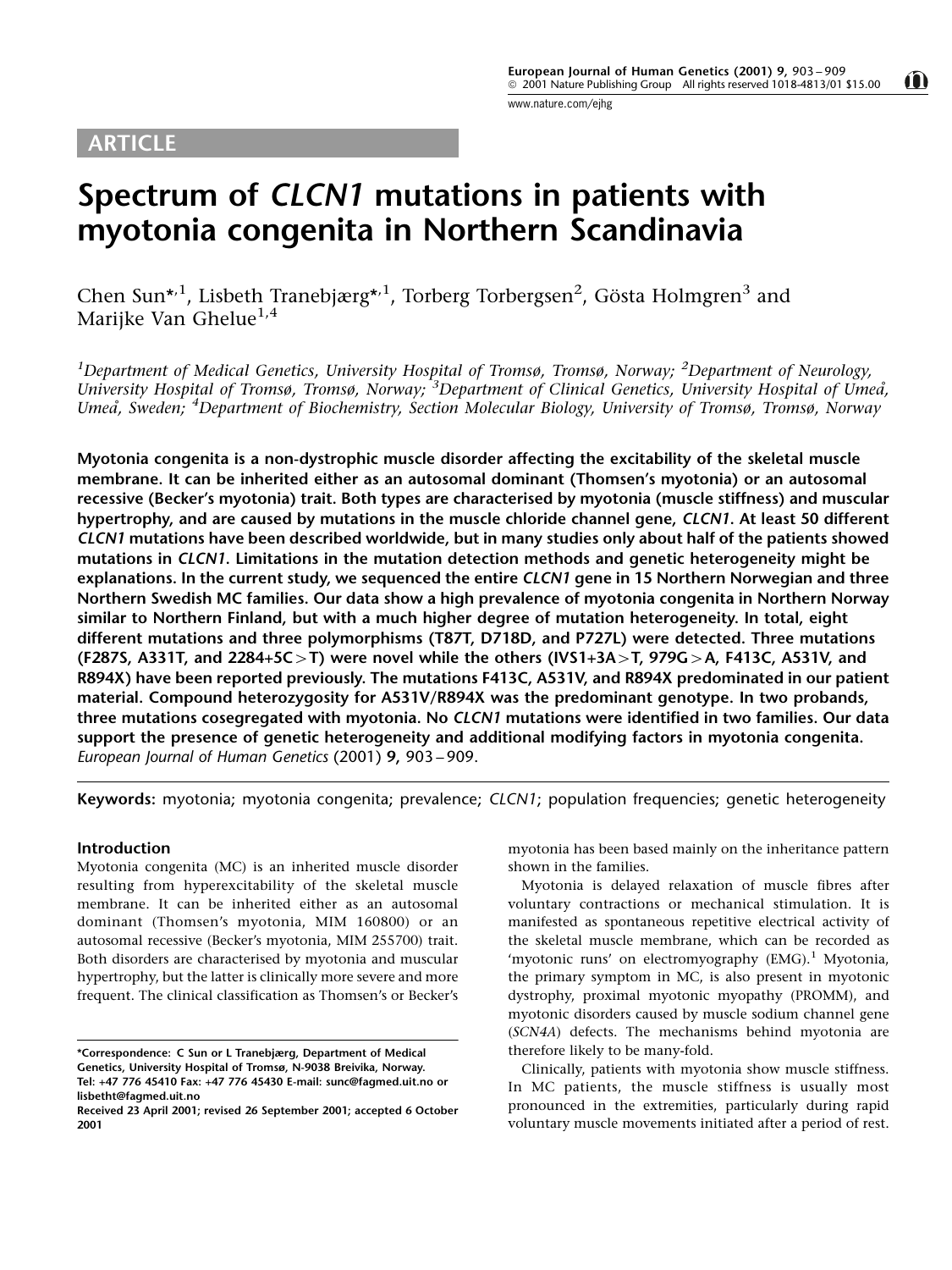ARTICLE

# Spectrum of *CLCN1* mutations in patients with myotonia congenita in Northern Scandinavia

Chen Sun*[,1], Lisbeth Tranebjærg*[,1], Torberg Torbergsen[2], Gösta Holmgren[3] and Marijke Van Ghelue[1,4]

[1]Department of Medical Genetics, University Hospital of Tromsø, Tromsø, Norway; [2]Department of Neurology, University Hospital of Tromsø, Tromsø, Norway; [3]Department of Clinical Genetics, University Hospital of Umeå, Umeå, Sweden; [4]Department of Biochemistry, Section Molecular Biology, University of Tromsø, Tromsø, Norway

**Myotonia congenita is a non-dystrophic muscle disorder affecting the excitability of the skeletal muscle membrane. It can be inherited either as an autosomal dominant (Thomsen's myotonia) or an autosomal recessive (Becker's myotonia) trait. Both types are characterised by myotonia (muscle stiffness) and muscular hypertrophy, and are caused by mutations in the muscle chloride channel gene, *CLCN1*. At least 50 different *CLCN1* mutations have been described worldwide, but in many studies only about half of the patients showed mutations in *CLCN1*. Limitations in the mutation detection methods and genetic heterogeneity might be explanations. In the current study, we sequenced the entire *CLCN1* gene in 15 Northern Norwegian and three Northern Swedish MC families. Our data show a high prevalence of myotonia congenita in Northern Norway similar to Northern Finland, but with a much higher degree of mutation heterogeneity. In total, eight different mutations and three polymorphisms (T87T, D718D, and P727L) were detected. Three mutations (F287S, A331T, and 2284+5C>T) were novel while the others (IVS1+3A>T, 979G>A, F413C, A531V, and R894X) have been reported previously. The mutations F413C, A531V, and R894X predominated in our patient material. Compound heterozygosity for A531V/R894X was the predominant genotype. In two probands, three mutations cosegregated with myotonia. No *CLCN1* mutations were identified in two families. Our data support the presence of genetic heterogeneity and additional modifying factors in myotonia congenita.**
*European Journal of Human Genetics* (2001) **9,** 903–909.

**Keywords:** myotonia; myotonia congenita; prevalence; *CLCN1*; population frequencies; genetic heterogeneity

## Introduction

Myotonia congenita (MC) is an inherited muscle disorder resulting from hyperexcitability of the skeletal muscle membrane. It can be inherited either as an autosomal dominant (Thomsen's myotonia, MIM 160800) or an autosomal recessive (Becker's myotonia, MIM 255700) trait. Both disorders are characterised by myotonia and muscular hypertrophy, but the latter is clinically more severe and more frequent. The clinical classification as Thomsen's or Becker's myotonia has been based mainly on the inheritance pattern shown in the families.

Myotonia is delayed relaxation of muscle fibres after voluntary contractions or mechanical stimulation. It is manifested as spontaneous repetitive electrical activity of the skeletal muscle membrane, which can be recorded as 'myotonic runs' on electromyography (EMG).[1] Myotonia, the primary symptom in MC, is also present in myotonic dystrophy, proximal myotonic myopathy (PROMM), and myotonic disorders caused by muscle sodium channel gene (*SCN4A*) defects. The mechanisms behind myotonia are therefore likely to be many-fold.

Clinically, patients with myotonia show muscle stiffness. In MC patients, the muscle stiffness is usually most pronounced in the extremities, particularly during rapid voluntary muscle movements initiated after a period of rest.

*Correspondence: C Sun or L Tranebjærg, Department of Medical Genetics, University Hospital of Tromsø, N-9038 Breivika, Norway. Tel: +47 776 45410 Fax: +47 776 45430 E-mail: sunc@fagmed.uit.no or lisbetht@fagmed.uit.no
Received 23 April 2001; revised 26 September 2001; accepted 6 October 2001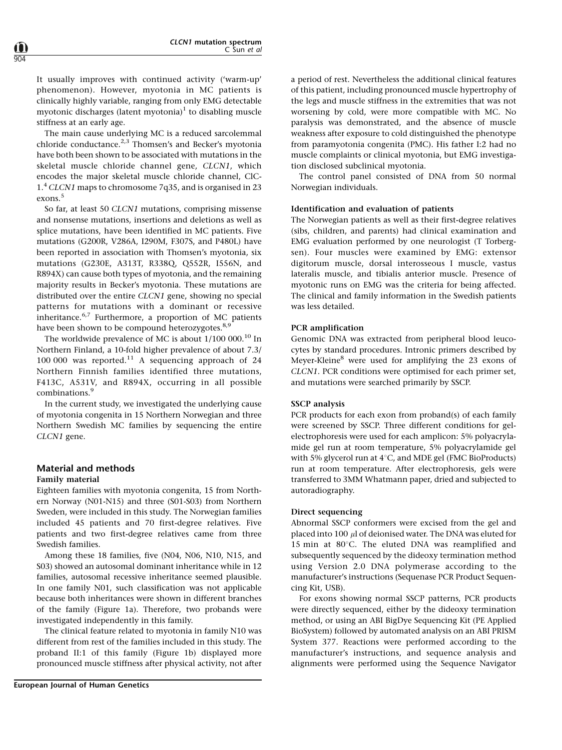It usually improves with continued activity ('warm-up' phenomenon). However, myotonia in MC patients is clinically highly variable, ranging from only EMG detectable myotonic discharges (latent myotonia)[1] to disabling muscle stiffness at an early age.

The main cause underlying MC is a reduced sarcolemmal chloride conductance.[2,3] Thomsen's and Becker's myotonia have both been shown to be associated with mutations in the skeletal muscle chloride channel gene, *CLCN1*, which encodes the major skeletal muscle chloride channel, ClC-1.[4] *CLCN1* maps to chromosome 7q35, and is organised in 23 exons.[5]

So far, at least 50 *CLCN1* mutations, comprising missense and nonsense mutations, insertions and deletions as well as splice mutations, have been identified in MC patients. Five mutations (G200R, V286A, I290M, F307S, and P480L) have been reported in association with Thomsen's myotonia, six mutations (G230E, A313T, R338Q, Q552R, I556N, and R894X) can cause both types of myotonia, and the remaining majority results in Becker's myotonia. These mutations are distributed over the entire *CLCN1* gene, showing no special patterns for mutations with a dominant or recessive inheritance.[6,7] Furthermore, a proportion of MC patients have been shown to be compound heterozygotes.[8,9]

The worldwide prevalence of MC is about 1/100 000.[10] In Northern Finland, a 10-fold higher prevalence of about 7.3/100 000 was reported.[11] A sequencing approach of 24 Northern Finnish families identified three mutations, F413C, A531V, and R894X, occurring in all possible combinations.[9]

In the current study, we investigated the underlying cause of myotonia congenita in 15 Northern Norwegian and three Northern Swedish MC families by sequencing the entire *CLCN1* gene.

## Material and methods

### Family material

Eighteen families with myotonia congenita, 15 from Northern Norway (N01-N15) and three (S01-S03) from Northern Sweden, were included in this study. The Norwegian families included 45 patients and 70 first-degree relatives. Five patients and two first-degree relatives came from three Swedish families.

Among these 18 families, five (N04, N06, N10, N15, and S03) showed an autosomal dominant inheritance while in 12 families, autosomal recessive inheritance seemed plausible. In one family N01, such classification was not applicable because both inheritances were shown in different branches of the family (Figure 1a). Therefore, two probands were investigated independently in this family.

The clinical feature related to myotonia in family N10 was different from rest of the families included in this study. The proband II:1 of this family (Figure 1b) displayed more pronounced muscle stiffness after physical activity, not after a period of rest. Nevertheless the additional clinical features of this patient, including pronounced muscle hypertrophy of the legs and muscle stiffness in the extremities that was not worsening by cold, were more compatible with MC. No paralysis was demonstrated, and the absence of muscle weakness after exposure to cold distinguished the phenotype from paramyotonia congenita (PMC). His father I:2 had no muscle complaints or clinical myotonia, but EMG investigation disclosed subclinical myotonia.

The control panel consisted of DNA from 50 normal Norwegian individuals.

### Identification and evaluation of patients

The Norwegian patients as well as their first-degree relatives (sibs, children, and parents) had clinical examination and EMG evaluation performed by one neurologist (T Torbergsen). Four muscles were examined by EMG: extensor digitorum muscle, dorsal interosseous I muscle, vastus lateralis muscle, and tibialis anterior muscle. Presence of myotonic runs on EMG was the criteria for being affected. The clinical and family information in the Swedish patients was less detailed.

### PCR amplification

Genomic DNA was extracted from peripheral blood leucocytes by standard procedures. Intronic primers described by Meyer-Kleine[8] were used for amplifying the 23 exons of *CLCN1*. PCR conditions were optimised for each primer set, and mutations were searched primarily by SSCP.

### SSCP analysis

PCR products for each exon from proband(s) of each family were screened by SSCP. Three different conditions for gel-electrophoresis were used for each amplicon: 5% polyacrylamide gel run at room temperature, 5% polyacrylamide gel with 5% glycerol run at 4°C, and MDE gel (FMC BioProducts) run at room temperature. After electrophoresis, gels were transferred to 3MM Whatmann paper, dried and subjected to autoradiography.

### Direct sequencing

Abnormal SSCP conformers were excised from the gel and placed into 100 $\mu$l of deionised water. The DNA was eluted for 15 min at 80°C. The eluted DNA was reamplified and subsequently sequenced by the dideoxy termination method using Version 2.0 DNA polymerase according to the manufacturer's instructions (Sequenase PCR Product Sequencing Kit, USB).

For exons showing normal SSCP patterns, PCR products were directly sequenced, either by the dideoxy termination method, or using an ABI BigDye Sequencing Kit (PE Applied BioSystem) followed by automated analysis on an ABI PRISM System 377. Reactions were performed according to the manufacturer's instructions, and sequence analysis and alignments were performed using the Sequence Navigator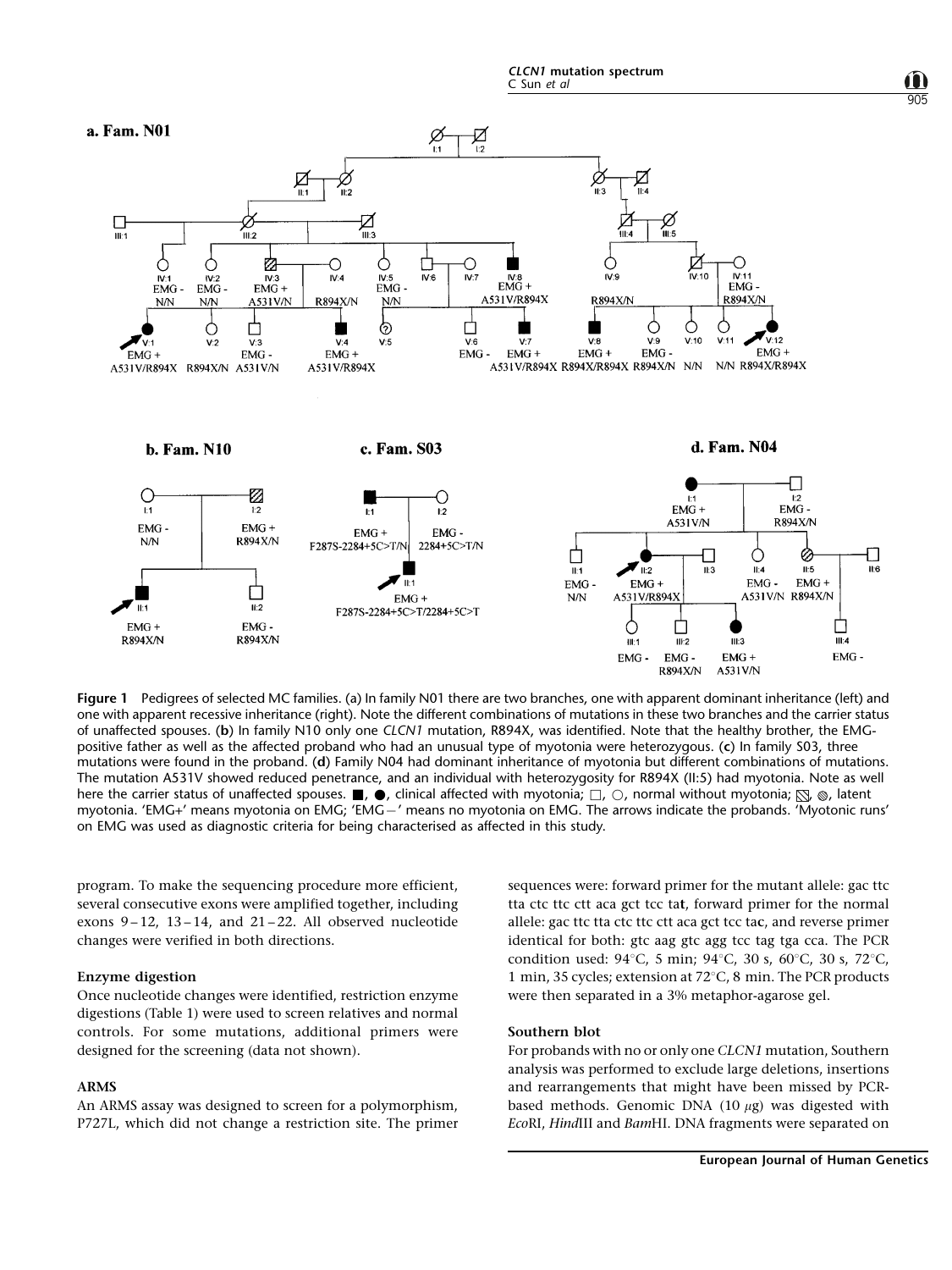**Figure 1** Pedigrees of selected MC families. (a) In family N01 there are two branches, one with apparent dominant inheritance (left) and one with apparent recessive inheritance (right). Note the different combinations of mutations in these two branches and the carrier status of unaffected spouses. (**b**) In family N10 only one *CLCN1* mutation, R894X, was identified. Note that the healthy brother, the EMG-positive father as well as the affected proband who had an unusual type of myotonia were heterozygous. (**c**) In family S03, three mutations were found in the proband. (**d**) Family N04 had dominant inheritance of myotonia but different combinations of mutations. The mutation A531V showed reduced penetrance, and an individual with heterozygosity for R894X (II:5) had myotonia. Note as well here the carrier status of unaffected spouses. ■, ●, clinical affected with myotonia; □, ○, normal without myotonia; ▨, ◍, latent myotonia. 'EMG+' means myotonia on EMG; 'EMG−' means no myotonia on EMG. The arrows indicate the probands. 'Myotonic runs' on EMG was used as diagnostic criteria for being characterised as affected in this study.

program. To make the sequencing procedure more efficient, several consecutive exons were amplified together, including exons 9–12, 13–14, and 21–22. All observed nucleotide changes were verified in both directions.

### Enzyme digestion

Once nucleotide changes were identified, restriction enzyme digestions (Table 1) were used to screen relatives and normal controls. For some mutations, additional primers were designed for the screening (data not shown).

### ARMS

An ARMS assay was designed to screen for a polymorphism, P727L, which did not change a restriction site. The primer sequences were: forward primer for the mutant allele: gac ttc tta ctc ttc ctt aca gct tcc ta**t**, forward primer for the normal allele: gac ttc tta ctc ttc ctt aca gct tcc ta**c**, and reverse primer identical for both: gtc aag gtc agg tcc tag tga cca. The PCR condition used: 94°C, 5 min; 94°C, 30 s, 60°C, 30 s, 72°C, 1 min, 35 cycles; extension at 72°C, 8 min. The PCR products were then separated in a 3% metaphor-agarose gel.

### Southern blot

For probands with no or only one *CLCN1* mutation, Southern analysis was performed to exclude large deletions, insertions and rearrangements that might have been missed by PCR-based methods. Genomic DNA (10 $\mu$g) was digested with *Eco*RI, *Hind*III and *Bam*HI. DNA fragments were separated on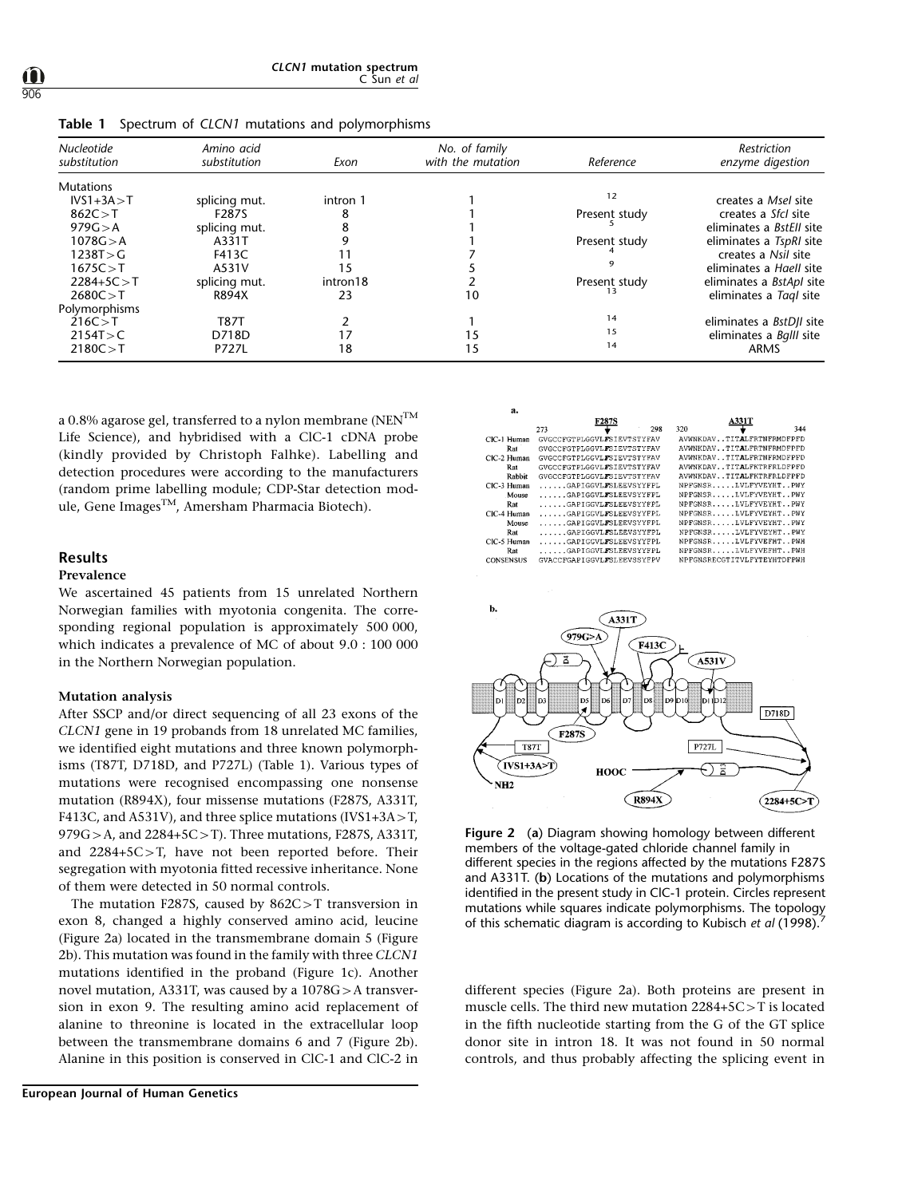**Table 1** Spectrum of *CLCN1* mutations and polymorphisms

| Nucleotide substitution | Amino acid substitution | Exon | No. of family with the mutation | Reference | Restriction enzyme digestion |
|---|---|---|---|---|---|
| Mutations | | | | | |
| IVS1+3A>T | splicing mut. | intron 1 | 1 | 12 | creates a *MseI* site |
| 862C>T | F287S | 8 | 1 | Present study | creates a *SfcI* site |
| 979G>A | splicing mut. | 8 | 1 | 5 | eliminates a *BstEII* site |
| 1078G>A | A331T | 9 | 1 | Present study | eliminates a *TspRI* site |
| 1238T>G | F413C | 11 | 7 | 4 | creates a *NsiI* site |
| 1675C>T | A531V | 15 | 5 | 9 | eliminates a *HaeII* site |
| 2284+5C>T | splicing mut. | intron18 | 2 | Present study | eliminates a *BstApI* site |
| 2680C>T | R894X | 23 | 10 | 13 | eliminates a *TaqI* site |
| Polymorphisms | | | | | |
| 216C>T | T87T | 2 | 1 | 14 | eliminates a *BstDJI* site |
| 2154T>C | D718D | 17 | 15 | 15 | eliminates a *BglII* site |
| 2180C>T | P727L | 18 | 15 | 14 | ARMS |

a 0.8% agarose gel, transferred to a nylon membrane (NEN™ Life Science), and hybridised with a ClC-1 cDNA probe (kindly provided by Christoph Falhke). Labelling and detection procedures were according to the manufacturers (random prime labelling module; CDP-Star detection module, Gene Images™, Amersham Pharmacia Biotech).

## Results

### Prevalence

We ascertained 45 patients from 15 unrelated Northern Norwegian families with myotonia congenita. The corresponding regional population is approximately 500 000, which indicates a prevalence of MC of about 9.0 : 100 000 in the Northern Norwegian population.

### Mutation analysis

After SSCP and/or direct sequencing of all 23 exons of the *CLCN1* gene in 19 probands from 18 unrelated MC families, we identified eight mutations and three known polymorphisms (T87T, D718D, and P727L) (Table 1). Various types of mutations were recognised encompassing one nonsense mutation (R894X), four missense mutations (F287S, A331T, F413C, and A531V), and three splice mutations (IVS1+3A>T, 979G>A, and 2284+5C>T). Three mutations, F287S, A331T, and 2284+5C>T, have not been reported before. Their segregation with myotonia fitted recessive inheritance. None of them were detected in 50 normal controls.

The mutation F287S, caused by 862C>T transversion in exon 8, changed a highly conserved amino acid, leucine (Figure 2a) located in the transmembrane domain 5 (Figure 2b). This mutation was found in the family with three *CLCN1* mutations identified in the proband (Figure 1c). Another novel mutation, A331T, was caused by a 1078G>A transversion in exon 9. The resulting amino acid replacement of alanine to threonine is located in the extracellular loop between the transmembrane domains 6 and 7 (Figure 2b). Alanine in this position is conserved in ClC-1 and ClC-2 in different species (Figure 2a). Both proteins are present in muscle cells. The third new mutation 2284+5C>T is located in the fifth nucleotide starting from the G of the GT splice donor site in intron 18. It was not found in 50 normal controls, and thus probably affecting the splicing event in

**Figure 2** (a) Diagram showing homology between different members of the voltage-gated chloride channel family in different species in the regions affected by the mutations F287S and A331T. (b) Locations of the mutations and polymorphisms identified in the present study in ClC-1 protein. Circles represent mutations while squares indicate polymorphisms. The topology of this schematic diagram is according to Kubisch *et al* (1998).[7]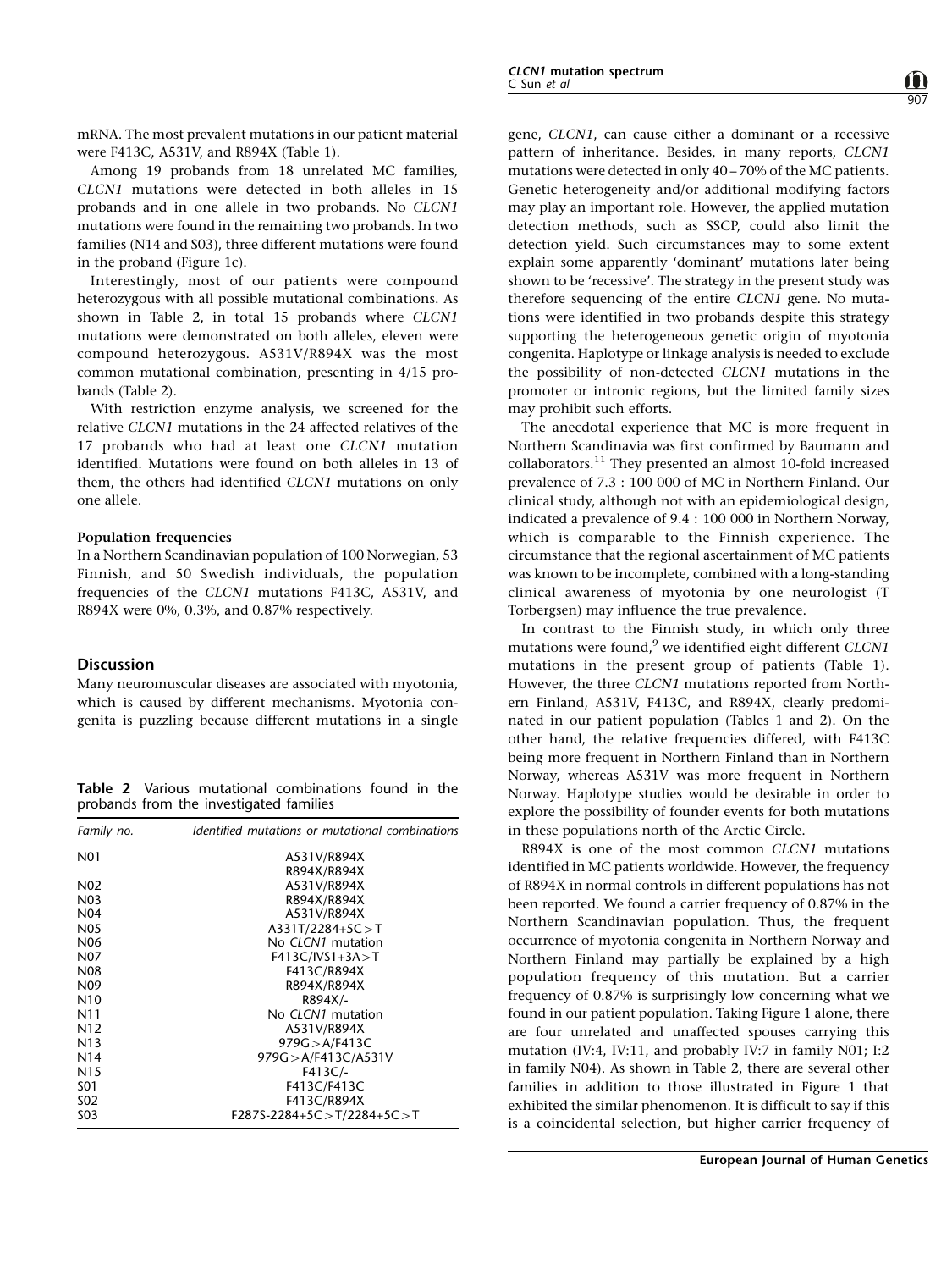mRNA. The most prevalent mutations in our patient material were F413C, A531V, and R894X (Table 1).

Among 19 probands from 18 unrelated MC families, *CLCN1* mutations were detected in both alleles in 15 probands and in one allele in two probands. No *CLCN1* mutations were found in the remaining two probands. In two families (N14 and S03), three different mutations were found in the proband (Figure 1c).

Interestingly, most of our patients were compound heterozygous with all possible mutational combinations. As shown in Table 2, in total 15 probands where *CLCN1* mutations were demonstrated on both alleles, eleven were compound heterozygous. A531V/R894X was the most common mutational combination, presenting in 4/15 probands (Table 2).

With restriction enzyme analysis, we screened for the relative *CLCN1* mutations in the 24 affected relatives of the 17 probands who had at least one *CLCN1* mutation identified. Mutations were found on both alleles in 13 of them, the others had identified *CLCN1* mutations on only one allele.

### Population frequencies

In a Northern Scandinavian population of 100 Norwegian, 53 Finnish, and 50 Swedish individuals, the population frequencies of the *CLCN1* mutations F413C, A531V, and R894X were 0%, 0.3%, and 0.87% respectively.

## Discussion

Many neuromuscular diseases are associated with myotonia, which is caused by different mechanisms. Myotonia congenita is puzzling because different mutations in a single gene, *CLCN1*, can cause either a dominant or a recessive pattern of inheritance. Besides, in many reports, *CLCN1* mutations were detected in only 40–70% of the MC patients. Genetic heterogeneity and/or additional modifying factors may play an important role. However, the applied mutation detection methods, such as SSCP, could also limit the detection yield. Such circumstances may to some extent explain some apparently 'dominant' mutations later being shown to be 'recessive'. The strategy in the present study was therefore sequencing of the entire *CLCN1* gene. No mutations were identified in two probands despite this strategy supporting the heterogeneous genetic origin of myotonia congenita. Haplotype or linkage analysis is needed to exclude the possibility of non-detected *CLCN1* mutations in the promoter or intronic regions, but the limited family sizes may prohibit such efforts.

The anecdotal experience that MC is more frequent in Northern Scandinavia was first confirmed by Baumann and collaborators.[11] They presented an almost 10-fold increased prevalence of 7.3 : 100 000 of MC in Northern Finland. Our clinical study, although not with an epidemiological design, indicated a prevalence of 9.4 : 100 000 in Northern Norway, which is comparable to the Finnish experience. The circumstance that the regional ascertainment of MC patients was known to be incomplete, combined with a long-standing clinical awareness of myotonia by one neurologist (T Torbergsen) may influence the true prevalence.

In contrast to the Finnish study, in which only three mutations were found,[9] we identified eight different *CLCN1* mutations in the present group of patients (Table 1). However, the three *CLCN1* mutations reported from Northern Finland, A531V, F413C, and R894X, clearly predominated in our patient population (Tables 1 and 2). On the other hand, the relative frequencies differed, with F413C being more frequent in Northern Finland than in Northern Norway, whereas A531V was more frequent in Northern Norway. Haplotype studies would be desirable in order to explore the possibility of founder events for both mutations in these populations north of the Arctic Circle.

R894X is one of the most common *CLCN1* mutations identified in MC patients worldwide. However, the frequency of R894X in normal controls in different populations has not been reported. We found a carrier frequency of 0.87% in the Northern Scandinavian population. Thus, the frequent occurrence of myotonia congenita in Northern Norway and Northern Finland may partially be explained by a high population frequency of this mutation. But a carrier frequency of 0.87% is surprisingly low concerning what we found in our patient population. Taking Figure 1 alone, there are four unrelated and unaffected spouses carrying this mutation (IV:4, IV:11, and probably IV:7 in family N01; I:2 in family N04). As shown in Table 2, there are several other families in addition to those illustrated in Figure 1 that exhibited the similar phenomenon. It is difficult to say if this is a coincidental selection, but higher carrier frequency of

**Table 2** Various mutational combinations found in the probands from the investigated families

| *Family no.* | *Identified mutations or mutational combinations* |
|---|---|
| N01 | A531V/R894X |
| | R894X/R894X |
| N02 | A531V/R894X |
| N03 | R894X/R894X |
| N04 | A531V/R894X |
| N05 | A331T/2284+5C>T |
| N06 | No *CLCN1* mutation |
| N07 | F413C/IVS1+3A>T |
| N08 | F413C/R894X |
| N09 | R894X/R894X |
| N10 | R894X/- |
| N11 | No *CLCN1* mutation |
| N12 | A531V/R894X |
| N13 | 979G>A/F413C |
| N14 | 979G>A/F413C/A531V |
| N15 | F413C/- |
| S01 | F413C/F413C |
| S02 | F413C/R894X |
| S03 | F287S-2284+5C>T/2284+5C>T |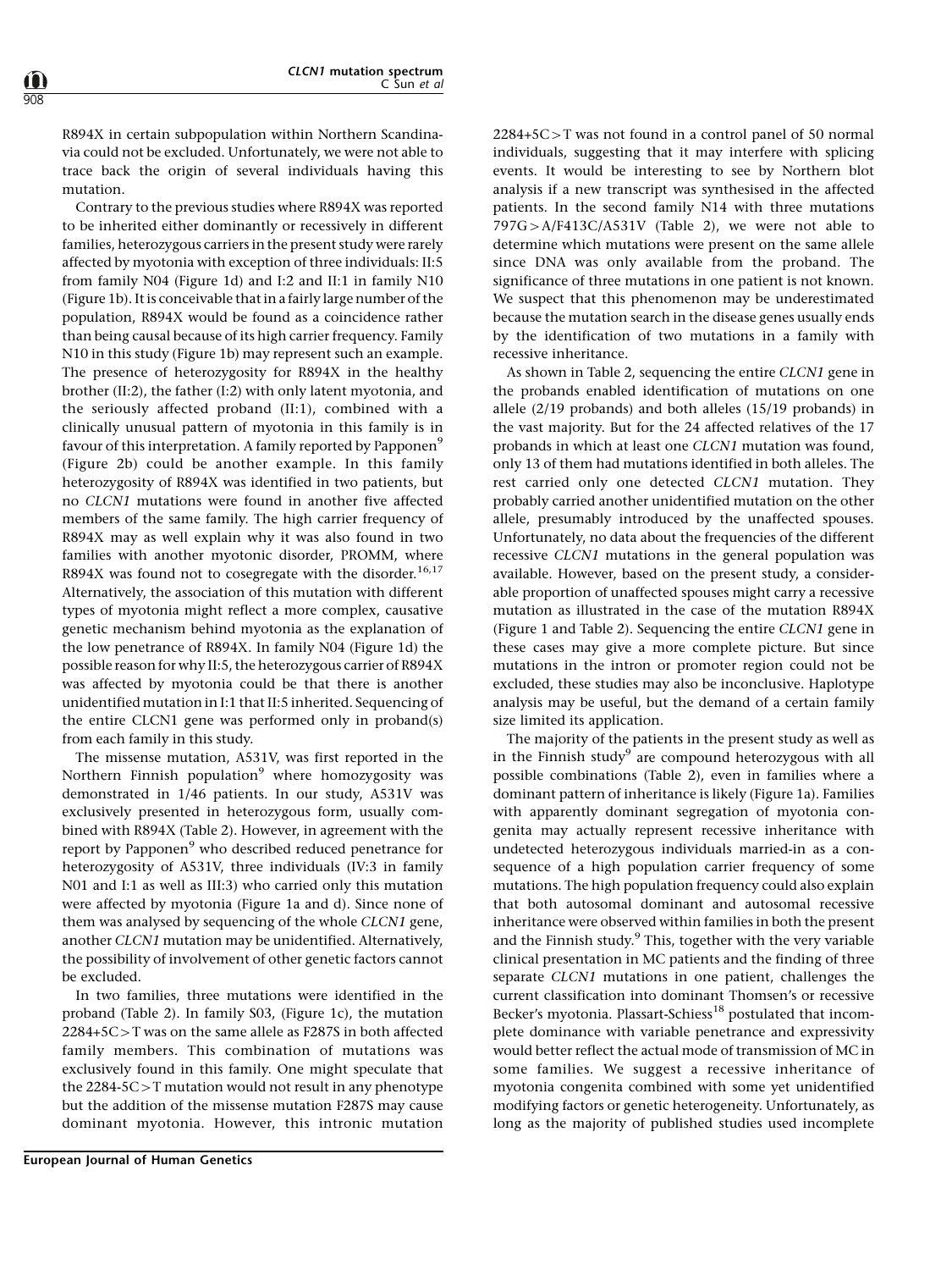R894X in certain subpopulation within Northern Scandinavia could not be excluded. Unfortunately, we were not able to trace back the origin of several individuals having this mutation.

Contrary to the previous studies where R894X was reported to be inherited either dominantly or recessively in different families, heterozygous carriers in the present study were rarely affected by myotonia with exception of three individuals: II:5 from family N04 (Figure 1d) and I:2 and II:1 in family N10 (Figure 1b). It is conceivable that in a fairly large number of the population, R894X would be found as a coincidence rather than being causal because of its high carrier frequency. Family N10 in this study (Figure 1b) may represent such an example. The presence of heterozygosity for R894X in the healthy brother (II:2), the father (I:2) with only latent myotonia, and the seriously affected proband (II:1), combined with a clinically unusual pattern of myotonia in this family is in favour of this interpretation. A family reported by Papponen[9] (Figure 2b) could be another example. In this family heterozygosity of R894X was identified in two patients, but no *CLCN1* mutations were found in another five affected members of the same family. The high carrier frequency of R894X may as well explain why it was also found in two families with another myotonic disorder, PROMM, where R894X was found not to cosegregate with the disorder.[16,17] Alternatively, the association of this mutation with different types of myotonia might reflect a more complex, causative genetic mechanism behind myotonia as the explanation of the low penetrance of R894X. In family N04 (Figure 1d) the possible reason for why II:5, the heterozygous carrier of R894X was affected by myotonia could be that there is another unidentified mutation in I:1 that II:5 inherited. Sequencing of the entire CLCN1 gene was performed only in proband(s) from each family in this study.

The missense mutation, A531V, was first reported in the Northern Finnish population[9] where homozygosity was demonstrated in 1/46 patients. In our study, A531V was exclusively presented in heterozygous form, usually combined with R894X (Table 2). However, in agreement with the report by Papponen[9] who described reduced penetrance for heterozygosity of A531V, three individuals (IV:3 in family N01 and I:1 as well as III:3) who carried only this mutation were affected by myotonia (Figure 1a and d). Since none of them was analysed by sequencing of the whole *CLCN1* gene, another *CLCN1* mutation may be unidentified. Alternatively, the possibility of involvement of other genetic factors cannot be excluded.

In two families, three mutations were identified in the proband (Table 2). In family S03, (Figure 1c), the mutation 2284+5C>T was on the same allele as F287S in both affected family members. This combination of mutations was exclusively found in this family. One might speculate that the 2284-5C>T mutation would not result in any phenotype but the addition of the missense mutation F287S may cause dominant myotonia. However, this intronic mutation 2284+5C>T was not found in a control panel of 50 normal individuals, suggesting that it may interfere with splicing events. It would be interesting to see by Northern blot analysis if a new transcript was synthesised in the affected patients. In the second family N14 with three mutations 797G>A/F413C/A531V (Table 2), we were not able to determine which mutations were present on the same allele since DNA was only available from the proband. The significance of three mutations in one patient is not known. We suspect that this phenomenon may be underestimated because the mutation search in the disease genes usually ends by the identification of two mutations in a family with recessive inheritance.

As shown in Table 2, sequencing the entire *CLCN1* gene in the probands enabled identification of mutations on one allele (2/19 probands) and both alleles (15/19 probands) in the vast majority. But for the 24 affected relatives of the 17 probands in which at least one *CLCN1* mutation was found, only 13 of them had mutations identified in both alleles. The rest carried only one detected *CLCN1* mutation. They probably carried another unidentified mutation on the other allele, presumably introduced by the unaffected spouses. Unfortunately, no data about the frequencies of the different recessive *CLCN1* mutations in the general population was available. However, based on the present study, a considerable proportion of unaffected spouses might carry a recessive mutation as illustrated in the case of the mutation R894X (Figure 1 and Table 2). Sequencing the entire *CLCN1* gene in these cases may give a more complete picture. But since mutations in the intron or promoter region could not be excluded, these studies may also be inconclusive. Haplotype analysis may be useful, but the demand of a certain family size limited its application.

The majority of the patients in the present study as well as in the Finnish study[9] are compound heterozygous with all possible combinations (Table 2), even in families where a dominant pattern of inheritance is likely (Figure 1a). Families with apparently dominant segregation of myotonia congenita may actually represent recessive inheritance with undetected heterozygous individuals married-in as a consequence of a high population carrier frequency of some mutations. The high population frequency could also explain that both autosomal dominant and autosomal recessive inheritance were observed within families in both the present and the Finnish study.[9] This, together with the very variable clinical presentation in MC patients and the finding of three separate *CLCN1* mutations in one patient, challenges the current classification into dominant Thomsen's or recessive Becker's myotonia. Plassart-Schiess[18] postulated that incomplete dominance with variable penetrance and expressivity would better reflect the actual mode of transmission of MC in some families. We suggest a recessive inheritance of myotonia congenita combined with some yet unidentified modifying factors or genetic heterogeneity. Unfortunately, as long as the majority of published studies used incomplete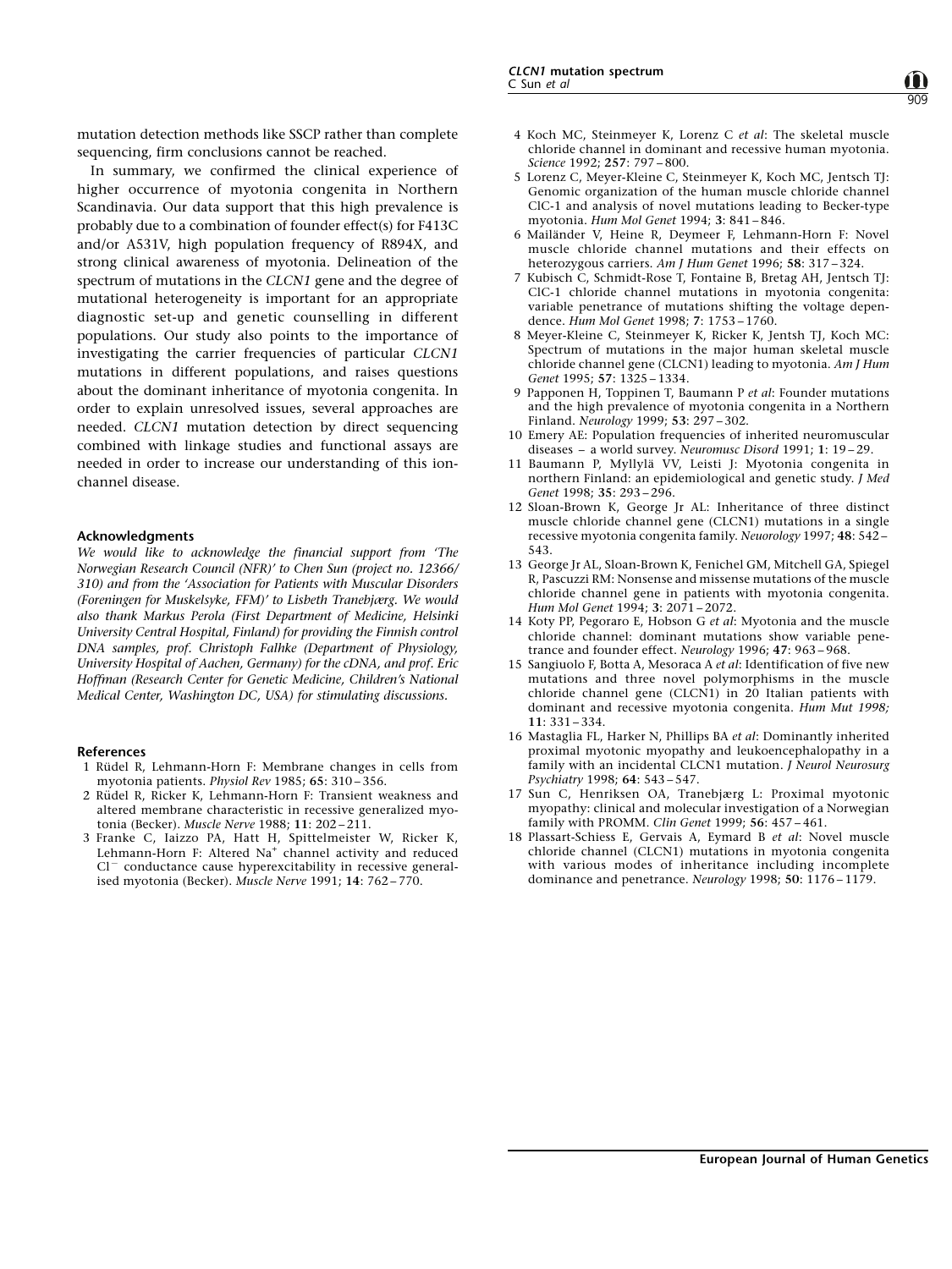mutation detection methods like SSCP rather than complete sequencing, firm conclusions cannot be reached.

In summary, we confirmed the clinical experience of higher occurrence of myotonia congenita in Northern Scandinavia. Our data support that this high prevalence is probably due to a combination of founder effect(s) for F413C and/or A531V, high population frequency of R894X, and strong clinical awareness of myotonia. Delineation of the spectrum of mutations in the *CLCN1* gene and the degree of mutational heterogeneity is important for an appropriate diagnostic set-up and genetic counselling in different populations. Our study also points to the importance of investigating the carrier frequencies of particular *CLCN1* mutations in different populations, and raises questions about the dominant inheritance of myotonia congenita. In order to explain unresolved issues, several approaches are needed. *CLCN1* mutation detection by direct sequencing combined with linkage studies and functional assays are needed in order to increase our understanding of this ion-channel disease.

### Acknowledgments

*We would like to acknowledge the financial support from 'The Norwegian Research Council (NFR)' to Chen Sun (project no. 12366/310) and from the 'Association for Patients with Muscular Disorders (Foreningen for Muskelsyke, FFM)' to Lisbeth Tranebjærg. We would also thank Markus Perola (First Department of Medicine, Helsinki University Central Hospital, Finland) for providing the Finnish control DNA samples, prof. Christoph Falhke (Department of Physiology, University Hospital of Aachen, Germany) for the cDNA, and prof. Eric Hoffman (Research Center for Genetic Medicine, Children's National Medical Center, Washington DC, USA) for stimulating discussions.*

### References

1 Rüdel R, Lehmann-Horn F: Membrane changes in cells from myotonia patients. *Physiol Rev* 1985; **65**: 310–356.
2 Rüdel R, Ricker K, Lehmann-Horn F: Transient weakness and altered membrane characteristic in recessive generalized myotonia (Becker). *Muscle Nerve* 1988; **11**: 202–211.
3 Franke C, Iaizzo PA, Hatt H, Spittelmeister W, Ricker K, Lehmann-Horn F: Altered $Na^+$ channel activity and reduced $Cl^-$ conductance cause hyperexcitability in recessive generalised myotonia (Becker). *Muscle Nerve* 1991; **14**: 762–770.
4 Koch MC, Steinmeyer K, Lorenz C *et al*: The skeletal muscle chloride channel in dominant and recessive human myotonia. *Science* 1992; **257**: 797–800.
5 Lorenz C, Meyer-Kleine C, Steinmeyer K, Koch MC, Jentsch TJ: Genomic organization of the human muscle chloride channel ClC-1 and analysis of novel mutations leading to Becker-type myotonia. *Hum Mol Genet* 1994; **3**: 841–846.
6 Mailänder V, Heine R, Deymeer F, Lehmann-Horn F: Novel muscle chloride channel mutations and their effects on heterozygous carriers. *Am J Hum Genet* 1996; **58**: 317–324.
7 Kubisch C, Schmidt-Rose T, Fontaine B, Bretag AH, Jentsch TJ: ClC-1 chloride channel mutations in myotonia congenita: variable penetrance of mutations shifting the voltage dependence. *Hum Mol Genet* 1998; **7**: 1753–1760.
8 Meyer-Kleine C, Steinmeyer K, Ricker K, Jentsh TJ, Koch MC: Spectrum of mutations in the major human skeletal muscle chloride channel gene (CLCN1) leading to myotonia. *Am J Hum Genet* 1995; **57**: 1325–1334.
9 Papponen H, Toppinen T, Baumann P *et al*: Founder mutations and the high prevalence of myotonia congenita in a Northern Finland. *Neurology* 1999; **53**: 297–302.
10 Emery AE: Population frequencies of inherited neuromuscular diseases – a world survey. *Neuromusc Disord* 1991; **1**: 19–29.
11 Baumann P, Myllylä VV, Leisti J: Myotonia congenita in northern Finland: an epidemiological and genetic study. *J Med Genet* 1998; **35**: 293–296.
12 Sloan-Brown K, George Jr AL: Inheritance of three distinct muscle chloride channel gene (CLCN1) mutations in a single recessive myotonia congenita family. *Neuorology* 1997; **48**: 542–543.
13 George Jr AL, Sloan-Brown K, Fenichel GM, Mitchell GA, Spiegel R, Pascuzzi RM: Nonsense and missense mutations of the muscle chloride channel gene in patients with myotonia congenita. *Hum Mol Genet* 1994; **3**: 2071–2072.
14 Koty PP, Pegoraro E, Hobson G *et al*: Myotonia and the muscle chloride channel: dominant mutations show variable penetrance and founder effect. *Neurology* 1996; **47**: 963–968.
15 Sangiuolo F, Botta A, Mesoraca A *et al*: Identification of five new mutations and three novel polymorphisms in the muscle chloride channel gene (CLCN1) in 20 Italian patients with dominant and recessive myotonia congenita. *Hum Mut 1998;* **11**: 331–334.
16 Mastaglia FL, Harker N, Phillips BA *et al*: Dominantly inherited proximal myotonic myopathy and leukoencephalopathy in a family with an incidental CLCN1 mutation. *J Neurol Neurosurg Psychiatry* 1998; **64**: 543–547.
17 Sun C, Henriksen OA, Tranebjærg L: Proximal myotonic myopathy: clinical and molecular investigation of a Norwegian family with PROMM. *Clin Genet* 1999; **56**: 457–461.
18 Plassart-Schiess E, Gervais A, Eymard B *et al*: Novel muscle chloride channel (CLCN1) mutations in myotonia congenita with various modes of inheritance including incomplete dominance and penetrance. *Neurology* 1998; **50**: 1176–1179.